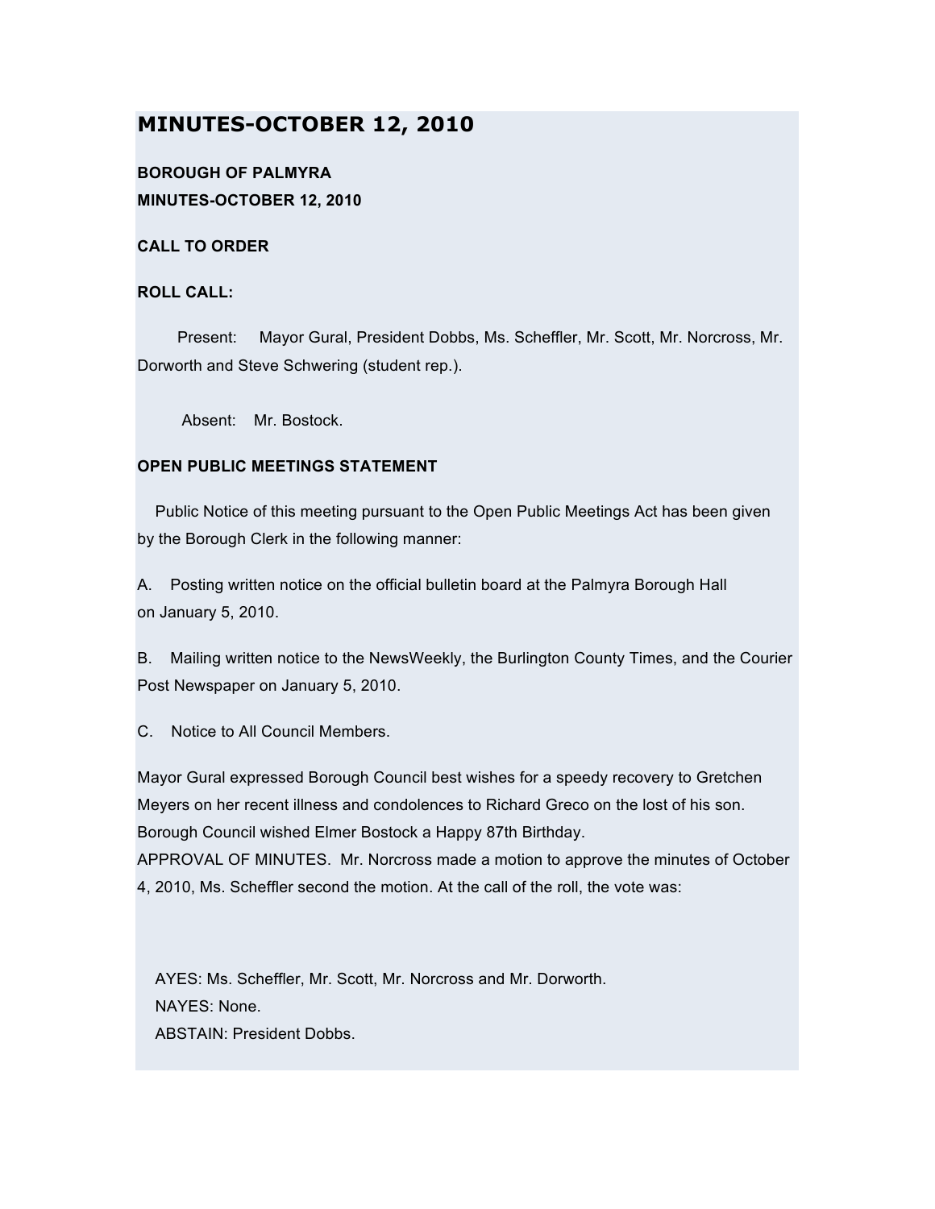# MINUTES-OCTOBER 12, 2010

**BOROUGH OF PALMYRA**
**MINUTES-OCTOBER 12, 2010**

**CALL TO ORDER**

**ROLL CALL:**

Present: Mayor Gural, President Dobbs, Ms. Scheffler, Mr. Scott, Mr. Norcross, Mr. Dorworth and Steve Schwering (student rep.).

Absent: Mr. Bostock.

**OPEN PUBLIC MEETINGS STATEMENT**

Public Notice of this meeting pursuant to the Open Public Meetings Act has been given by the Borough Clerk in the following manner:

A. Posting written notice on the official bulletin board at the Palmyra Borough Hall on January 5, 2010.

B. Mailing written notice to the NewsWeekly, the Burlington County Times, and the Courier Post Newspaper on January 5, 2010.

C. Notice to All Council Members.

Mayor Gural expressed Borough Council best wishes for a speedy recovery to Gretchen Meyers on her recent illness and condolences to Richard Greco on the lost of his son. Borough Council wished Elmer Bostock a Happy 87th Birthday.
APPROVAL OF MINUTES. Mr. Norcross made a motion to approve the minutes of October 4, 2010, Ms. Scheffler second the motion. At the call of the roll, the vote was:

AYES: Ms. Scheffler, Mr. Scott, Mr. Norcross and Mr. Dorworth.
NAYES: None.
ABSTAIN: President Dobbs.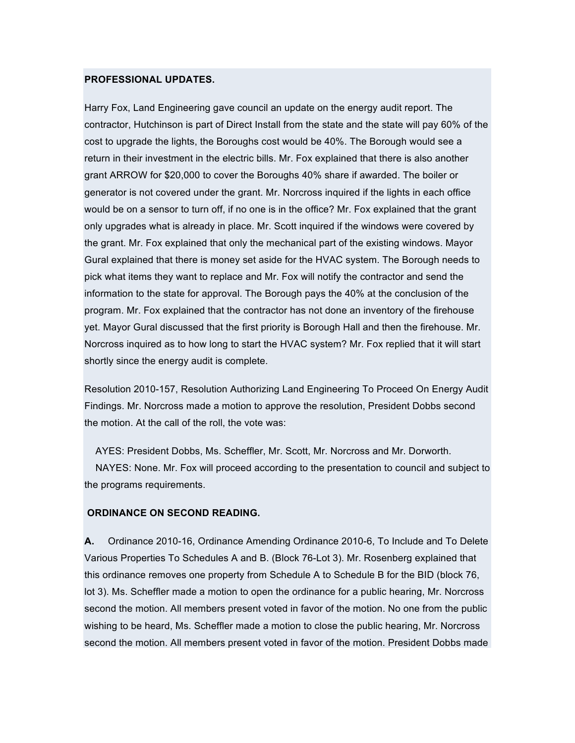**PROFESSIONAL UPDATES.**

Harry Fox, Land Engineering gave council an update on the energy audit report. The contractor, Hutchinson is part of Direct Install from the state and the state will pay 60% of the cost to upgrade the lights, the Boroughs cost would be 40%. The Borough would see a return in their investment in the electric bills. Mr. Fox explained that there is also another grant ARROW for $20,000 to cover the Boroughs 40% share if awarded. The boiler or generator is not covered under the grant. Mr. Norcross inquired if the lights in each office would be on a sensor to turn off, if no one is in the office? Mr. Fox explained that the grant only upgrades what is already in place. Mr. Scott inquired if the windows were covered by the grant. Mr. Fox explained that only the mechanical part of the existing windows. Mayor Gural explained that there is money set aside for the HVAC system. The Borough needs to pick what items they want to replace and Mr. Fox will notify the contractor and send the information to the state for approval. The Borough pays the 40% at the conclusion of the program. Mr. Fox explained that the contractor has not done an inventory of the firehouse yet. Mayor Gural discussed that the first priority is Borough Hall and then the firehouse. Mr. Norcross inquired as to how long to start the HVAC system? Mr. Fox replied that it will start shortly since the energy audit is complete.

Resolution 2010-157, Resolution Authorizing Land Engineering To Proceed On Energy Audit Findings. Mr. Norcross made a motion to approve the resolution, President Dobbs second the motion. At the call of the roll, the vote was:

AYES: President Dobbs, Ms. Scheffler, Mr. Scott, Mr. Norcross and Mr. Dorworth.
NAYES: None. Mr. Fox will proceed according to the presentation to council and subject to the programs requirements.

**ORDINANCE ON SECOND READING.**

**A.** Ordinance 2010-16, Ordinance Amending Ordinance 2010-6, To Include and To Delete Various Properties To Schedules A and B. (Block 76-Lot 3). Mr. Rosenberg explained that this ordinance removes one property from Schedule A to Schedule B for the BID (block 76, lot 3). Ms. Scheffler made a motion to open the ordinance for a public hearing, Mr. Norcross second the motion. All members present voted in favor of the motion. No one from the public wishing to be heard, Ms. Scheffler made a motion to close the public hearing, Mr. Norcross second the motion. All members present voted in favor of the motion. President Dobbs made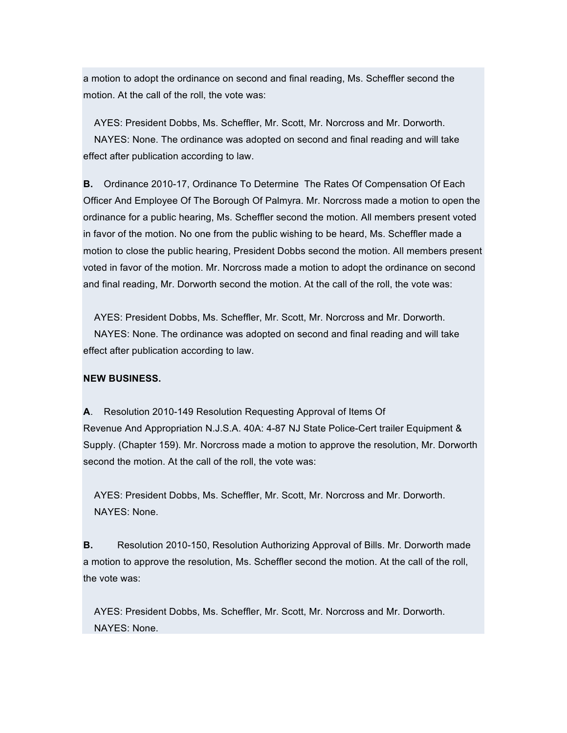a motion to adopt the ordinance on second and final reading, Ms. Scheffler second the motion. At the call of the roll, the vote was:

AYES: President Dobbs, Ms. Scheffler, Mr. Scott, Mr. Norcross and Mr. Dorworth.
NAYES: None. The ordinance was adopted on second and final reading and will take effect after publication according to law.

**B.** Ordinance 2010-17, Ordinance To Determine The Rates Of Compensation Of Each Officer And Employee Of The Borough Of Palmyra. Mr. Norcross made a motion to open the ordinance for a public hearing, Ms. Scheffler second the motion. All members present voted in favor of the motion. No one from the public wishing to be heard, Ms. Scheffler made a motion to close the public hearing, President Dobbs second the motion. All members present voted in favor of the motion. Mr. Norcross made a motion to adopt the ordinance on second and final reading, Mr. Dorworth second the motion. At the call of the roll, the vote was:

AYES: President Dobbs, Ms. Scheffler, Mr. Scott, Mr. Norcross and Mr. Dorworth.
NAYES: None. The ordinance was adopted on second and final reading and will take effect after publication according to law.

**NEW BUSINESS.**

**A**. Resolution 2010-149 Resolution Requesting Approval of Items Of Revenue And Appropriation N.J.S.A. 40A: 4-87 NJ State Police-Cert trailer Equipment & Supply. (Chapter 159). Mr. Norcross made a motion to approve the resolution, Mr. Dorworth second the motion. At the call of the roll, the vote was:

AYES: President Dobbs, Ms. Scheffler, Mr. Scott, Mr. Norcross and Mr. Dorworth.
NAYES: None.

**B.** Resolution 2010-150, Resolution Authorizing Approval of Bills. Mr. Dorworth made a motion to approve the resolution, Ms. Scheffler second the motion. At the call of the roll, the vote was:

AYES: President Dobbs, Ms. Scheffler, Mr. Scott, Mr. Norcross and Mr. Dorworth.
NAYES: None.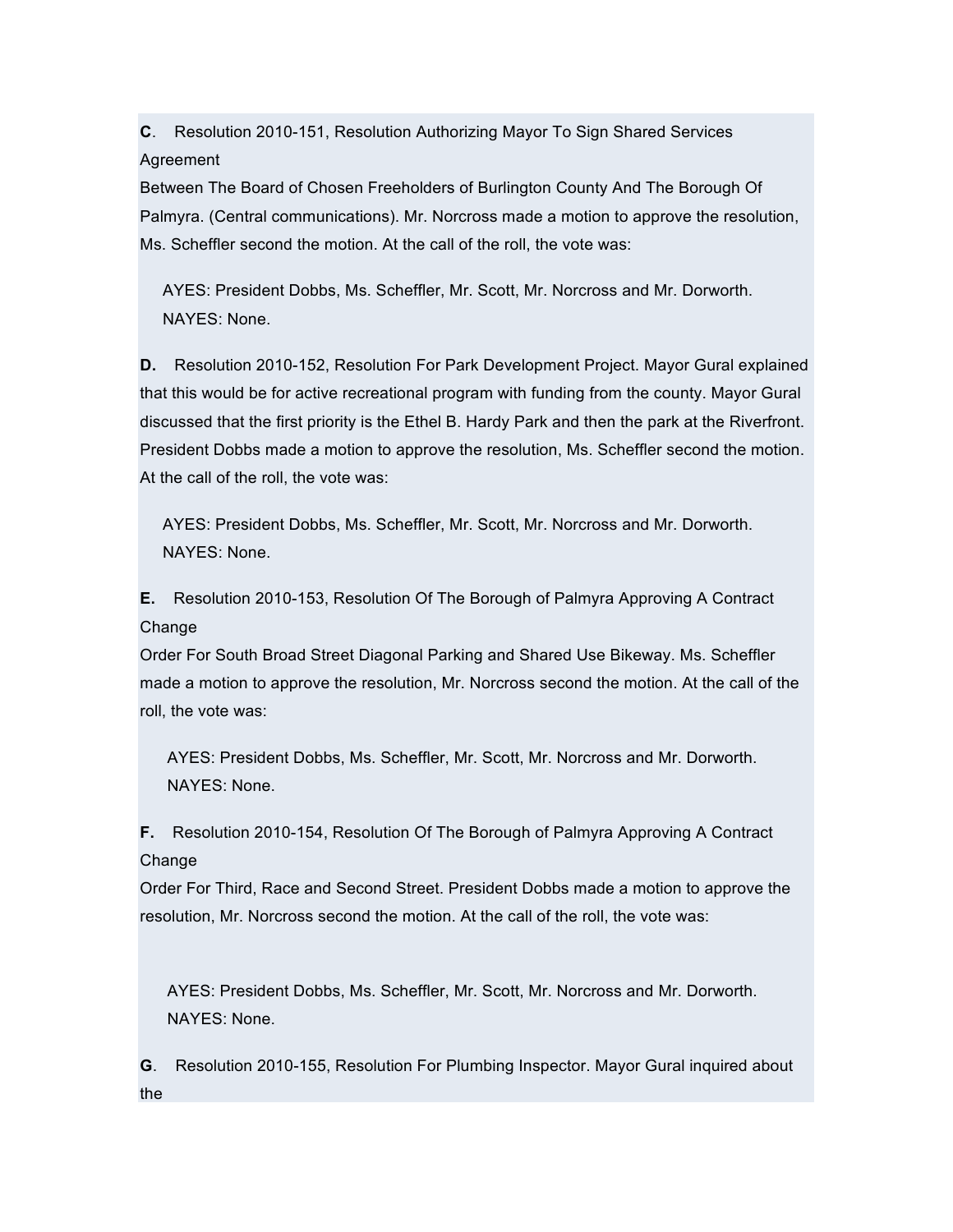**C**. Resolution 2010-151, Resolution Authorizing Mayor To Sign Shared Services Agreement
Between The Board of Chosen Freeholders of Burlington County And The Borough Of Palmyra. (Central communications). Mr. Norcross made a motion to approve the resolution, Ms. Scheffler second the motion. At the call of the roll, the vote was:

AYES: President Dobbs, Ms. Scheffler, Mr. Scott, Mr. Norcross and Mr. Dorworth.
NAYES: None.

**D.** Resolution 2010-152, Resolution For Park Development Project. Mayor Gural explained that this would be for active recreational program with funding from the county. Mayor Gural discussed that the first priority is the Ethel B. Hardy Park and then the park at the Riverfront. President Dobbs made a motion to approve the resolution, Ms. Scheffler second the motion. At the call of the roll, the vote was:

AYES: President Dobbs, Ms. Scheffler, Mr. Scott, Mr. Norcross and Mr. Dorworth.
NAYES: None.

**E.** Resolution 2010-153, Resolution Of The Borough of Palmyra Approving A Contract Change
Order For South Broad Street Diagonal Parking and Shared Use Bikeway. Ms. Scheffler made a motion to approve the resolution, Mr. Norcross second the motion. At the call of the roll, the vote was:

AYES: President Dobbs, Ms. Scheffler, Mr. Scott, Mr. Norcross and Mr. Dorworth.
NAYES: None.

**F.** Resolution 2010-154, Resolution Of The Borough of Palmyra Approving A Contract Change
Order For Third, Race and Second Street. President Dobbs made a motion to approve the resolution, Mr. Norcross second the motion. At the call of the roll, the vote was:

AYES: President Dobbs, Ms. Scheffler, Mr. Scott, Mr. Norcross and Mr. Dorworth.
NAYES: None.

**G**. Resolution 2010-155, Resolution For Plumbing Inspector. Mayor Gural inquired about the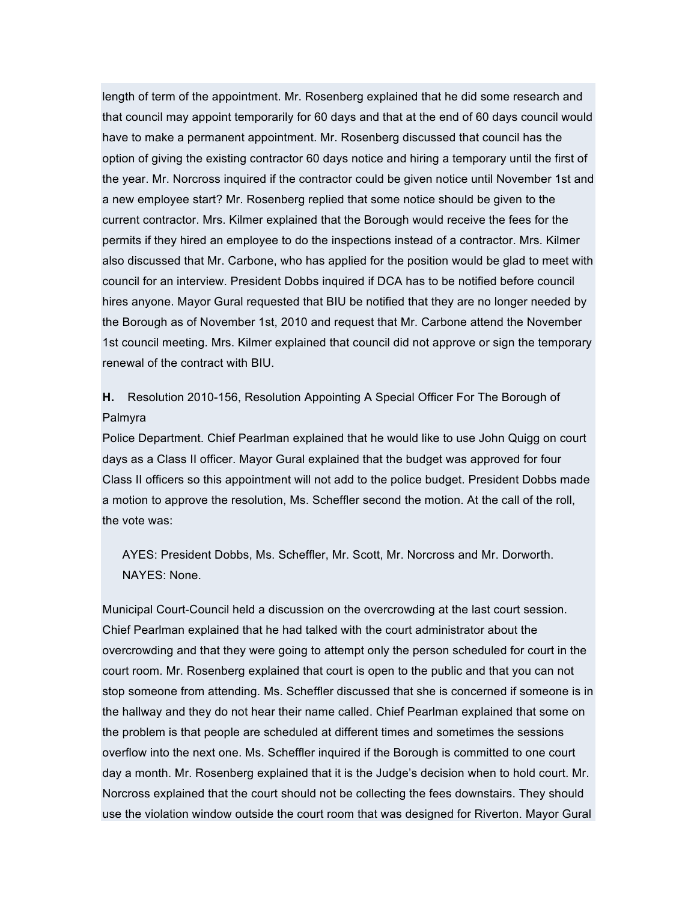length of term of the appointment. Mr. Rosenberg explained that he did some research and that council may appoint temporarily for 60 days and that at the end of 60 days council would have to make a permanent appointment. Mr. Rosenberg discussed that council has the option of giving the existing contractor 60 days notice and hiring a temporary until the first of the year. Mr. Norcross inquired if the contractor could be given notice until November 1st and a new employee start? Mr. Rosenberg replied that some notice should be given to the current contractor. Mrs. Kilmer explained that the Borough would receive the fees for the permits if they hired an employee to do the inspections instead of a contractor. Mrs. Kilmer also discussed that Mr. Carbone, who has applied for the position would be glad to meet with council for an interview. President Dobbs inquired if DCA has to be notified before council hires anyone. Mayor Gural requested that BIU be notified that they are no longer needed by the Borough as of November 1st, 2010 and request that Mr. Carbone attend the November 1st council meeting. Mrs. Kilmer explained that council did not approve or sign the temporary renewal of the contract with BIU.

**H.** Resolution 2010-156, Resolution Appointing A Special Officer For The Borough of Palmyra Police Department. Chief Pearlman explained that he would like to use John Quigg on court days as a Class II officer. Mayor Gural explained that the budget was approved for four Class II officers so this appointment will not add to the police budget. President Dobbs made a motion to approve the resolution, Ms. Scheffler second the motion. At the call of the roll, the vote was:

AYES: President Dobbs, Ms. Scheffler, Mr. Scott, Mr. Norcross and Mr. Dorworth.
NAYES: None.

Municipal Court-Council held a discussion on the overcrowding at the last court session. Chief Pearlman explained that he had talked with the court administrator about the overcrowding and that they were going to attempt only the person scheduled for court in the court room. Mr. Rosenberg explained that court is open to the public and that you can not stop someone from attending. Ms. Scheffler discussed that she is concerned if someone is in the hallway and they do not hear their name called. Chief Pearlman explained that some on the problem is that people are scheduled at different times and sometimes the sessions overflow into the next one. Ms. Scheffler inquired if the Borough is committed to one court day a month. Mr. Rosenberg explained that it is the Judge's decision when to hold court. Mr. Norcross explained that the court should not be collecting the fees downstairs. They should use the violation window outside the court room that was designed for Riverton. Mayor Gural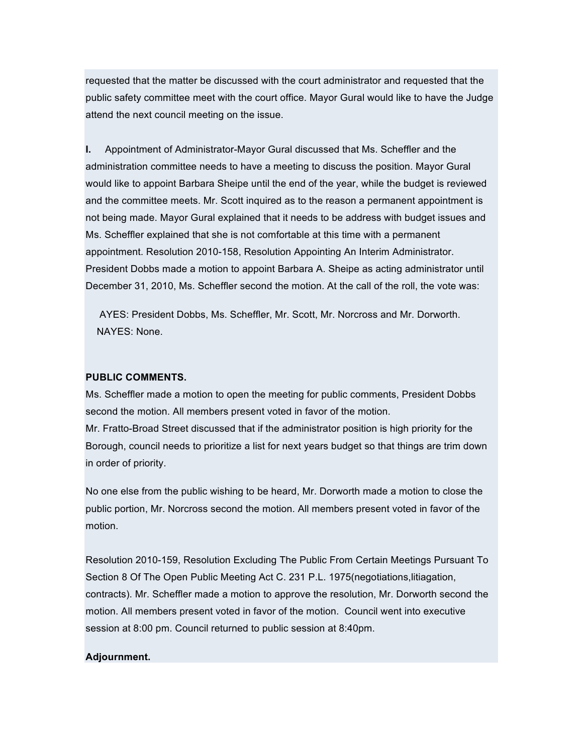requested that the matter be discussed with the court administrator and requested that the public safety committee meet with the court office. Mayor Gural would like to have the Judge attend the next council meeting on the issue.

**I.** Appointment of Administrator-Mayor Gural discussed that Ms. Scheffler and the administration committee needs to have a meeting to discuss the position. Mayor Gural would like to appoint Barbara Sheipe until the end of the year, while the budget is reviewed and the committee meets. Mr. Scott inquired as to the reason a permanent appointment is not being made. Mayor Gural explained that it needs to be address with budget issues and Ms. Scheffler explained that she is not comfortable at this time with a permanent appointment. Resolution 2010-158, Resolution Appointing An Interim Administrator. President Dobbs made a motion to appoint Barbara A. Sheipe as acting administrator until December 31, 2010, Ms. Scheffler second the motion. At the call of the roll, the vote was:

AYES: President Dobbs, Ms. Scheffler, Mr. Scott, Mr. Norcross and Mr. Dorworth.
NAYES: None.

**PUBLIC COMMENTS.**

Ms. Scheffler made a motion to open the meeting for public comments, President Dobbs second the motion. All members present voted in favor of the motion.
Mr. Fratto-Broad Street discussed that if the administrator position is high priority for the Borough, council needs to prioritize a list for next years budget so that things are trim down in order of priority.

No one else from the public wishing to be heard, Mr. Dorworth made a motion to close the public portion, Mr. Norcross second the motion. All members present voted in favor of the motion.

Resolution 2010-159, Resolution Excluding The Public From Certain Meetings Pursuant To Section 8 Of The Open Public Meeting Act C. 231 P.L. 1975(negotiations,litiagation, contracts). Mr. Scheffler made a motion to approve the resolution, Mr. Dorworth second the motion. All members present voted in favor of the motion. Council went into executive session at 8:00 pm. Council returned to public session at 8:40pm.

**Adjournment.**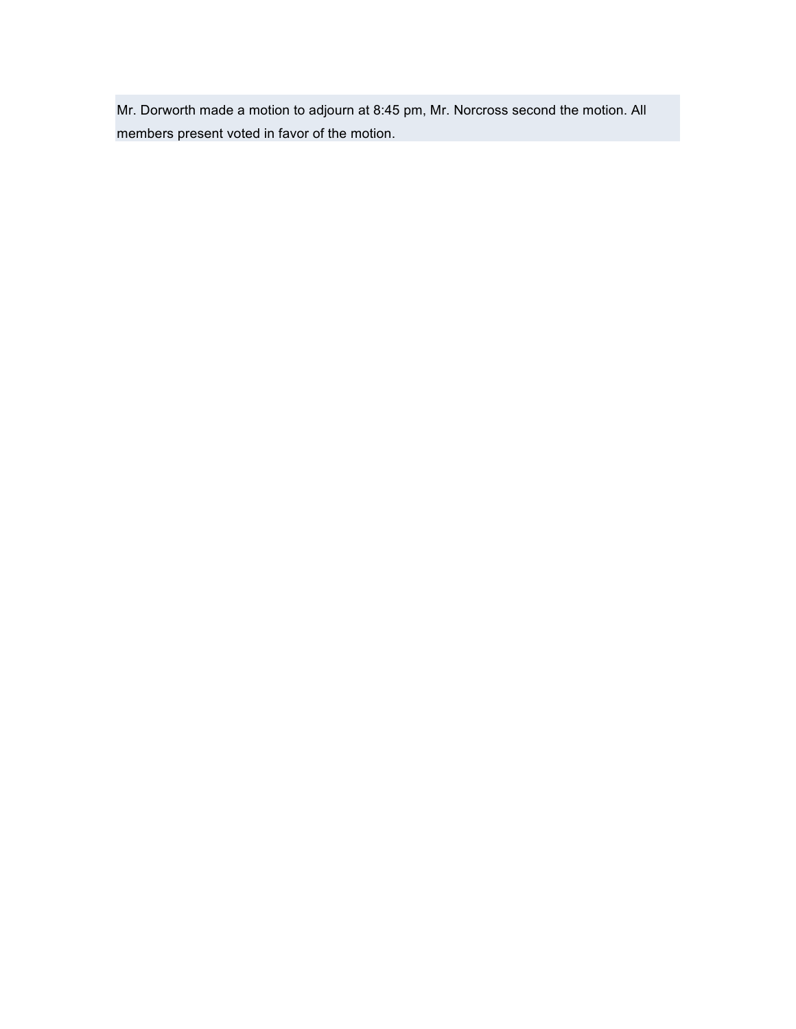Mr. Dorworth made a motion to adjourn at 8:45 pm, Mr. Norcross second the motion. All members present voted in favor of the motion.